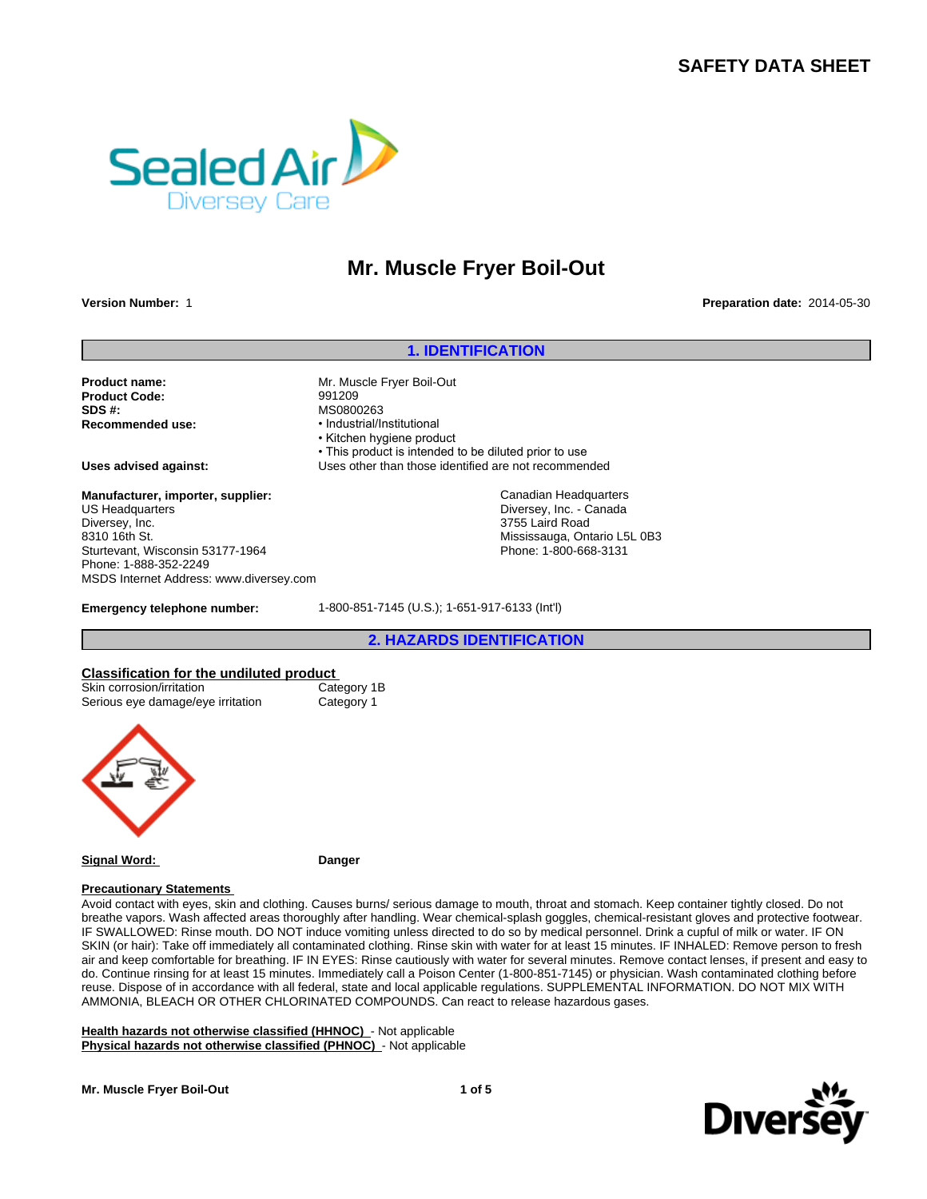# SAFETY DATA SHEET

## Mr. Muscle Fryer Boil-Out

**Version Number:** 1

**Preparation date:** 2014-05-30

## 1. IDENTIFICATION

| | |
|---|---|
| **Product name:** | Mr. Muscle Fryer Boil-Out |
| **Product Code:** | 991209 |
| **SDS #:** | MS0800263 |
| **Recommended use:** | • Industrial/Institutional<br>• Kitchen hygiene product<br>• This product is intended to be diluted prior to use |
| **Uses advised against:** | Uses other than those identified are not recommended |

**Manufacturer, importer, supplier:**

US Headquarters
Diversey, Inc.
8310 16th St.
Sturtevant, Wisconsin 53177-1964
Phone: 1-888-352-2249
MSDS Internet Address: www.diversey.com

Canadian Headquarters
Diversey, Inc. - Canada
3755 Laird Road
Mississauga, Ontario L5L 0B3
Phone: 1-800-668-3131

**Emergency telephone number:** 1-800-851-7145 (U.S.); 1-651-917-6133 (Int'l)

## 2. HAZARDS IDENTIFICATION

**Classification for the undiluted product**

| | |
|---|---|
| Skin corrosion/irritation | Category 1B |
| Serious eye damage/eye irritation | Category 1 |

**Signal Word:** **Danger**

**Precautionary Statements**

Avoid contact with eyes, skin and clothing. Causes burns/ serious damage to mouth, throat and stomach. Keep container tightly closed. Do not breathe vapors. Wash affected areas thoroughly after handling. Wear chemical-splash goggles, chemical-resistant gloves and protective footwear. IF SWALLOWED: Rinse mouth. DO NOT induce vomiting unless directed to do so by medical personnel. Drink a cupful of milk or water. IF ON SKIN (or hair): Take off immediately all contaminated clothing. Rinse skin with water for at least 15 minutes. IF INHALED: Remove person to fresh air and keep comfortable for breathing. IF IN EYES: Rinse cautiously with water for several minutes. Remove contact lenses, if present and easy to do. Continue rinsing for at least 15 minutes. Immediately call a Poison Center (1-800-851-7145) or physician. Wash contaminated clothing before reuse. Dispose of in accordance with all federal, state and local applicable regulations. SUPPLEMENTAL INFORMATION. DO NOT MIX WITH AMMONIA, BLEACH OR OTHER CHLORINATED COMPOUNDS. Can react to release hazardous gases.

**Health hazards not otherwise classified (HHNOC)** - Not applicable
**Physical hazards not otherwise classified (PHNOC)** - Not applicable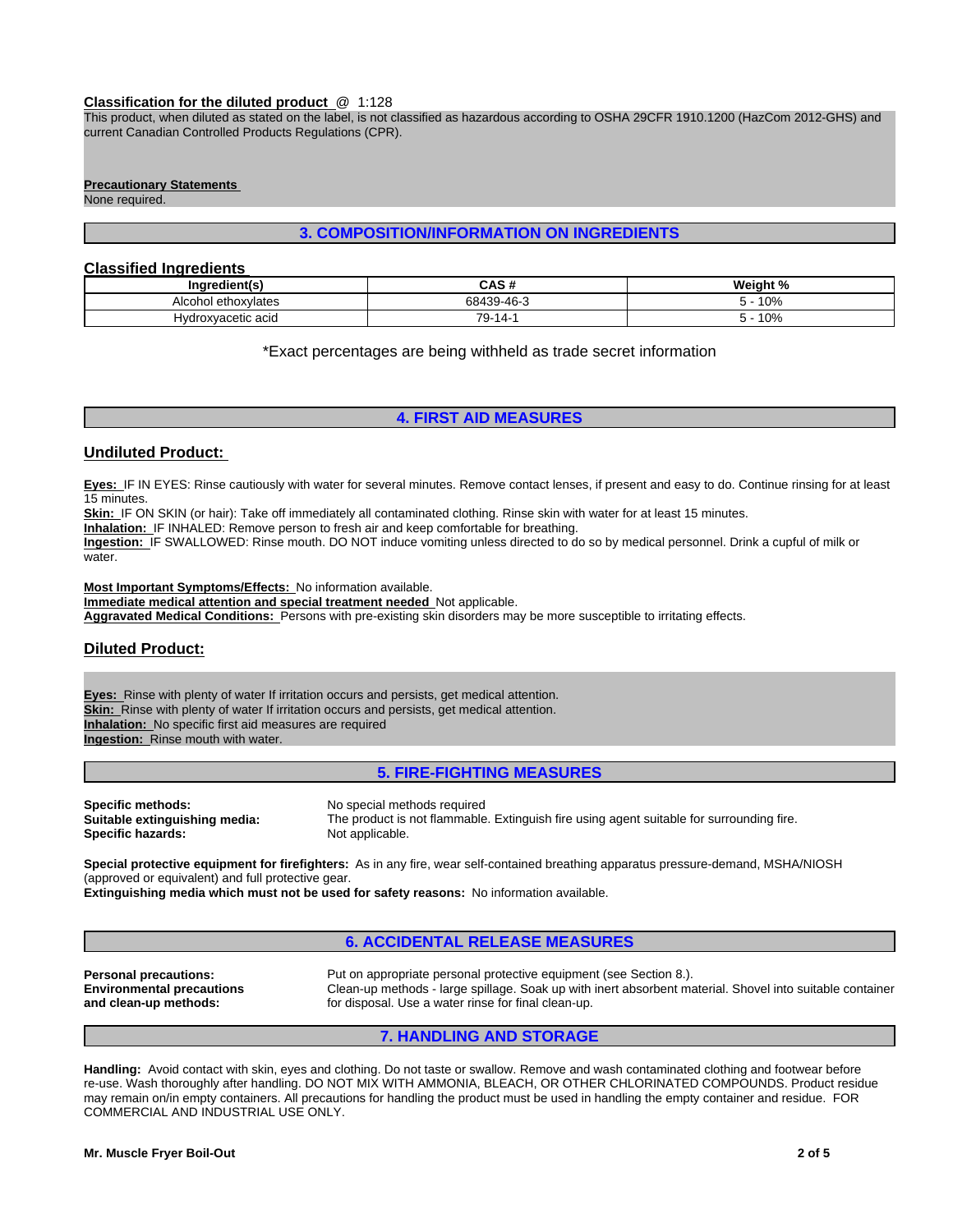**Classification for the diluted product** @ 1:128

This product, when diluted as stated on the label, is not classified as hazardous according to OSHA 29CFR 1910.1200 (HazCom 2012-GHS) and current Canadian Controlled Products Regulations (CPR).

**Precautionary Statements**

None required.

## 3. COMPOSITION/INFORMATION ON INGREDIENTS

### Classified Ingredients

| Ingredient(s) | CAS # | Weight % |
|---|---|---|
| Alcohol ethoxylates | 68439-46-3 | 5 - 10% |
| Hydroxyacetic acid | 79-14-1 | 5 - 10% |

*Exact percentages are being withheld as trade secret information

## 4. FIRST AID MEASURES

### Undiluted Product:

**Eyes:** IF IN EYES: Rinse cautiously with water for several minutes. Remove contact lenses, if present and easy to do. Continue rinsing for at least 15 minutes.
**Skin:** IF ON SKIN (or hair): Take off immediately all contaminated clothing. Rinse skin with water for at least 15 minutes.
**Inhalation:** IF INHALED: Remove person to fresh air and keep comfortable for breathing.
**Ingestion:** IF SWALLOWED: Rinse mouth. DO NOT induce vomiting unless directed to do so by medical personnel. Drink a cupful of milk or water.

**Most Important Symptoms/Effects:** No information available.
**Immediate medical attention and special treatment needed** Not applicable.
**Aggravated Medical Conditions:** Persons with pre-existing skin disorders may be more susceptible to irritating effects.

### Diluted Product:

**Eyes:** Rinse with plenty of water If irritation occurs and persists, get medical attention.
**Skin:** Rinse with plenty of water If irritation occurs and persists, get medical attention.
**Inhalation:** No specific first aid measures are required
**Ingestion:** Rinse mouth with water.

## 5. FIRE-FIGHTING MEASURES

**Specific methods:** No special methods required
**Suitable extinguishing media:** The product is not flammable. Extinguish fire using agent suitable for surrounding fire.
**Specific hazards:** Not applicable.

**Special protective equipment for firefighters:** As in any fire, wear self-contained breathing apparatus pressure-demand, MSHA/NIOSH (approved or equivalent) and full protective gear.
**Extinguishing media which must not be used for safety reasons:** No information available.

## 6. ACCIDENTAL RELEASE MEASURES

**Personal precautions:** Put on appropriate personal protective equipment (see Section 8.).
**Environmental precautions and clean-up methods:** Clean-up methods - large spillage. Soak up with inert absorbent material. Shovel into suitable container for disposal. Use a water rinse for final clean-up.

## 7. HANDLING AND STORAGE

**Handling:** Avoid contact with skin, eyes and clothing. Do not taste or swallow. Remove and wash contaminated clothing and footwear before re-use. Wash thoroughly after handling. DO NOT MIX WITH AMMONIA, BLEACH, OR OTHER CHLORINATED COMPOUNDS. Product residue may remain on/in empty containers. All precautions for handling the product must be used in handling the empty container and residue. FOR COMMERCIAL AND INDUSTRIAL USE ONLY.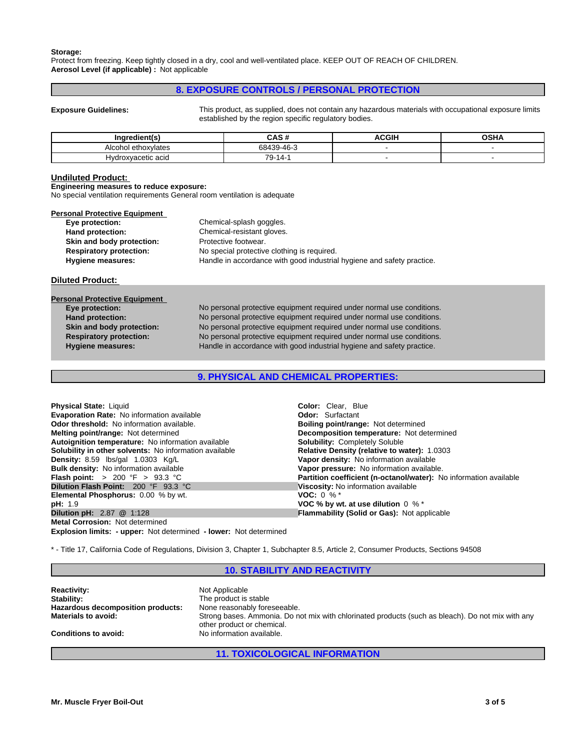**Storage:**
Protect from freezing. Keep tightly closed in a dry, cool and well-ventilated place. KEEP OUT OF REACH OF CHILDREN.
**Aerosol Level (if applicable) :** Not applicable

## 8. EXPOSURE CONTROLS / PERSONAL PROTECTION

**Exposure Guidelines:** This product, as supplied, does not contain any hazardous materials with occupational exposure limits established by the region specific regulatory bodies.

| Ingredient(s) | CAS # | ACGIH | OSHA |
|---|---|---|---|
| Alcohol ethoxylates | 68439-46-3 | - | - |
| Hydroxyacetic acid | 79-14-1 | - | - |

### Undiluted Product:

**Engineering measures to reduce exposure:**
No special ventilation requirements General room ventilation is adequate

**Personal Protective Equipment**

- **Eye protection:** Chemical-splash goggles.
- **Hand protection:** Chemical-resistant gloves.
- **Skin and body protection:** Protective footwear.
- **Respiratory protection:** No special protective clothing is required.
- **Hygiene measures:** Handle in accordance with good industrial hygiene and safety practice.

### Diluted Product:

**Personal Protective Equipment**

- **Eye protection:** No personal protective equipment required under normal use conditions.
- **Hand protection:** No personal protective equipment required under normal use conditions.
- **Skin and body protection:** No personal protective equipment required under normal use conditions.
- **Respiratory protection:** No personal protective equipment required under normal use conditions.
- **Hygiene measures:** Handle in accordance with good industrial hygiene and safety practice.

## 9. PHYSICAL AND CHEMICAL PROPERTIES:

**Physical State:** Liquid
**Evaporation Rate:** No information available
**Odor threshold:** No information available.
**Melting point/range:** Not determined
**Autoignition temperature:** No information available
**Solubility in other solvents:** No information available
**Density:** 8.59 lbs/gal 1.0303 Kg/L
**Bulk density:** No information available
**Flash point:** > 200 °F > 93.3 °C
**Dilution Flash Point:** 200 °F 93.3 °C
**Elemental Phosphorus:** 0.00 % by wt.
**pH:** 1.9
**Dilution pH:** 2.87 @ 1:128
**Metal Corrosion:** Not determined
**Explosion limits: - upper:** Not determined **- lower:** Not determined

**Color:** Clear, Blue
**Odor:** Surfactant
**Boiling point/range:** Not determined
**Decomposition temperature:** Not determined
**Solubility:** Completely Soluble
**Relative Density (relative to water):** 1.0303
**Vapor density:** No information available
**Vapor pressure:** No information available.
**Partition coefficient (n-octanol/water):** No information available
**Viscosity:** No information available
**VOC:** 0 % *
**VOC % by wt. at use dilution** 0 % *
**Flammability (Solid or Gas):** Not applicable

* - Title 17, California Code of Regulations, Division 3, Chapter 1, Subchapter 8.5, Article 2, Consumer Products, Sections 94508

## 10. STABILITY AND REACTIVITY

**Reactivity:** Not Applicable
**Stability:** The product is stable
**Hazardous decomposition products:** None reasonably foreseeable.
**Materials to avoid:** Strong bases. Ammonia. Do not mix with chlorinated products (such as bleach). Do not mix with any other product or chemical.
**Conditions to avoid:** No information available.

## 11. TOXICOLOGICAL INFORMATION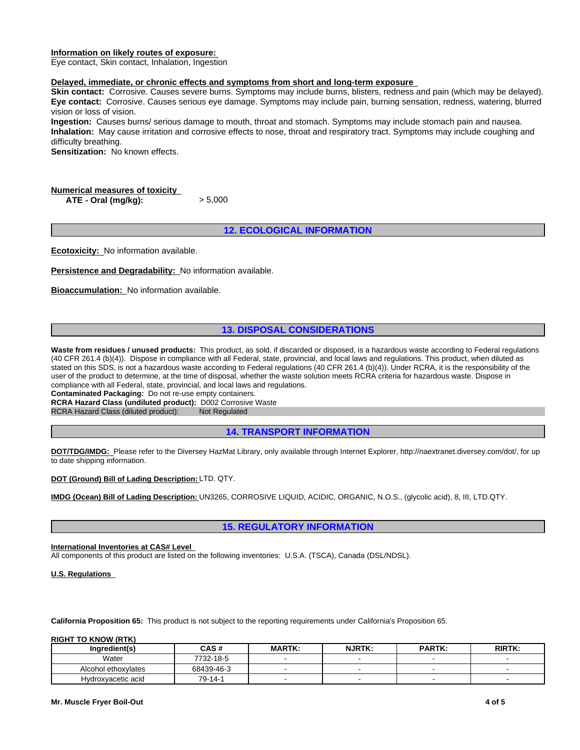**Information on likely routes of exposure:**
Eye contact, Skin contact, Inhalation, Ingestion

**Delayed, immediate, or chronic effects and symptoms from short and long-term exposure**
**Skin contact:** Corrosive. Causes severe burns. Symptoms may include burns, blisters, redness and pain (which may be delayed).
**Eye contact:** Corrosive. Causes serious eye damage. Symptoms may include pain, burning sensation, redness, watering, blurred vision or loss of vision.
**Ingestion:** Causes burns/ serious damage to mouth, throat and stomach. Symptoms may include stomach pain and nausea.
**Inhalation:** May cause irritation and corrosive effects to nose, throat and respiratory tract. Symptoms may include coughing and difficulty breathing.
**Sensitization:** No known effects.

**Numerical measures of toxicity**
**ATE - Oral (mg/kg):** > 5,000

## 12. ECOLOGICAL INFORMATION

**Ecotoxicity:** No information available.

**Persistence and Degradability:** No information available.

**Bioaccumulation:** No information available.

## 13. DISPOSAL CONSIDERATIONS

**Waste from residues / unused products:** This product, as sold, if discarded or disposed, is a hazardous waste according to Federal regulations (40 CFR 261.4 (b)(4)). Dispose in compliance with all Federal, state, provincial, and local laws and regulations. This product, when diluted as stated on this SDS, is not a hazardous waste according to Federal regulations (40 CFR 261.4 (b)(4)). Under RCRA, it is the responsibility of the user of the product to determine, at the time of disposal, whether the waste solution meets RCRA criteria for hazardous waste. Dispose in compliance with all Federal, state, provincial, and local laws and regulations.
**Contaminated Packaging:** Do not re-use empty containers.
**RCRA Hazard Class (undiluted product):** D002 Corrosive Waste
RCRA Hazard Class (diluted product): Not Regulated

## 14. TRANSPORT INFORMATION

**DOT/TDG/IMDG:** Please refer to the Diversey HazMat Library, only available through Internet Explorer, http://naextranet.diversey.com/dot/, for up to date shipping information.

**DOT (Ground) Bill of Lading Description:** LTD. QTY.

**IMDG (Ocean) Bill of Lading Description:** UN3265, CORROSIVE LIQUID, ACIDIC, ORGANIC, N.O.S., (glycolic acid), 8, III, LTD.QTY.

## 15. REGULATORY INFORMATION

**International Inventories at CAS# Level**
All components of this product are listed on the following inventories: U.S.A. (TSCA), Canada (DSL/NDSL).

**U.S. Regulations**

**California Proposition 65:** This product is not subject to the reporting requirements under California's Proposition 65.

**RIGHT TO KNOW (RTK)**

| Ingredient(s) | CAS # | MARTK: | NJRTK: | PARTK: | RIRTK: |
|---|---|---|---|---|---|
| Water | 7732-18-5 | - | - | - | - |
| Alcohol ethoxylates | 68439-46-3 | - | - | - | - |
| Hydroxyacetic acid | 79-14-1 | - | - | - | - |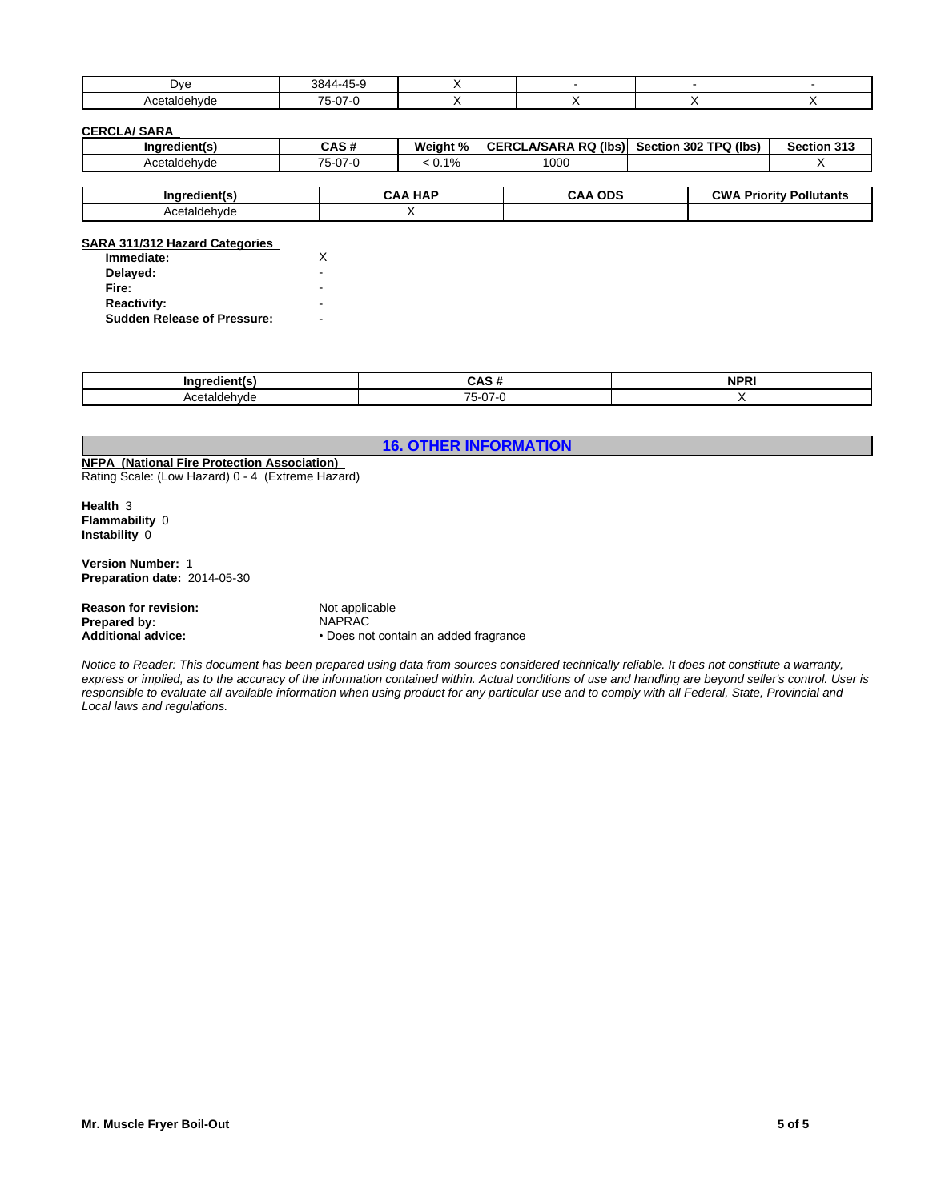| | | | | | |
|---|---|---|---|---|---|
| Dye | 3844-45-9 | X | - | - | - |
| Acetaldehyde | 75-07-0 | X | X | X | X |

**CERCLA/ SARA**

| Ingredient(s) | CAS # | Weight % | CERCLA/SARA RQ (lbs) | Section 302 TPQ (lbs) | Section 313 |
|---|---|---|---|---|---|
| Acetaldehyde | 75-07-0 | < 0.1% | 1000 | | X |

| Ingredient(s) | CAA HAP | CAA ODS | CWA Priority Pollutants |
|---|---|---|---|
| Acetaldehyde | X | | |

**SARA 311/312 Hazard Categories**

| | |
|---|---|
| **Immediate:** | X |
| **Delayed:** | - |
| **Fire:** | - |
| **Reactivity:** | - |
| **Sudden Release of Pressure:** | - |

| Ingredient(s) | CAS # | NPRI |
|---|---|---|
| Acetaldehyde | 75-07-0 | X |

## 16. OTHER INFORMATION

**NFPA (National Fire Protection Association)**
Rating Scale: (Low Hazard) 0 - 4 (Extreme Hazard)

**Health** 3
**Flammability** 0
**Instability** 0

**Version Number:** 1
**Preparation date:** 2014-05-30

**Reason for revision:** Not applicable
**Prepared by:** NAPRAC
**Additional advice:** • Does not contain an added fragrance

*Notice to Reader: This document has been prepared using data from sources considered technically reliable. It does not constitute a warranty, express or implied, as to the accuracy of the information contained within. Actual conditions of use and handling are beyond seller's control. User is responsible to evaluate all available information when using product for any particular use and to comply with all Federal, State, Provincial and Local laws and regulations.*